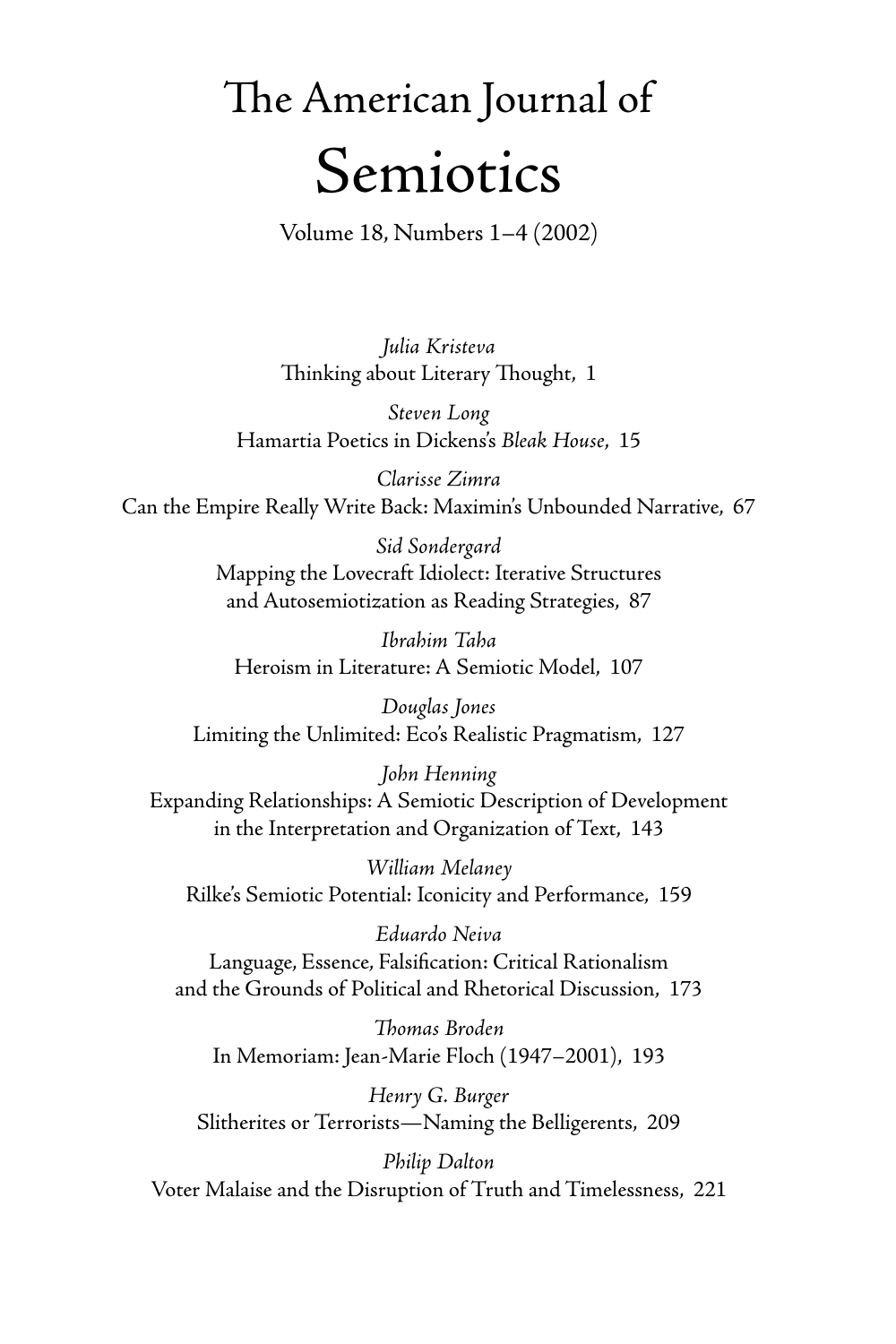# The American Journal of Semiotics

Volume 18, Numbers 1–4 (2002)

*Julia Kristeva*
Thinking about Literary Thought, 1

*Steven Long*
Hamartia Poetics in Dickens's *Bleak House*, 15

*Clarisse Zimra*
Can the Empire Really Write Back: Maximin's Unbounded Narrative, 67

*Sid Sondergard*
Mapping the Lovecraft Idiolect: Iterative Structures and Autosemiotization as Reading Strategies, 87

*Ibrahim Taha*
Heroism in Literature: A Semiotic Model, 107

*Douglas Jones*
Limiting the Unlimited: Eco's Realistic Pragmatism, 127

*John Henning*
Expanding Relationships: A Semiotic Description of Development in the Interpretation and Organization of Text, 143

*William Melaney*
Rilke's Semiotic Potential: Iconicity and Performance, 159

*Eduardo Neiva*
Language, Essence, Falsification: Critical Rationalism and the Grounds of Political and Rhetorical Discussion, 173

*Thomas Broden*
In Memoriam: Jean-Marie Floch (1947–2001), 193

*Henry G. Burger*
Slitherites or Terrorists—Naming the Belligerents, 209

*Philip Dalton*
Voter Malaise and the Disruption of Truth and Timelessness, 221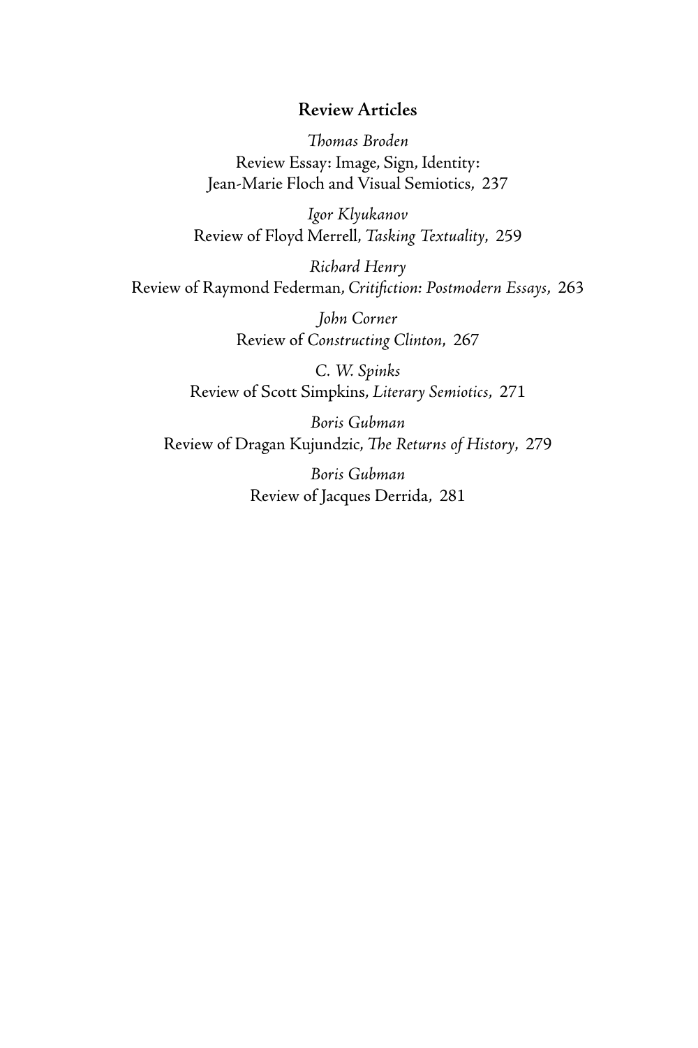## Review Articles

*Thomas Broden*
Review Essay: Image, Sign, Identity: Jean-Marie Floch and Visual Semiotics, 237

*Igor Klyukanov*
Review of Floyd Merrell, *Tasking Textuality*, 259

*Richard Henry*
Review of Raymond Federman, *Critifiction: Postmodern Essays*, 263

*John Corner*
Review of *Constructing Clinton*, 267

*C. W. Spinks*
Review of Scott Simpkins, *Literary Semiotics*, 271

*Boris Gubman*
Review of Dragan Kujundzic, *The Returns of History*, 279

*Boris Gubman*
Review of Jacques Derrida, 281